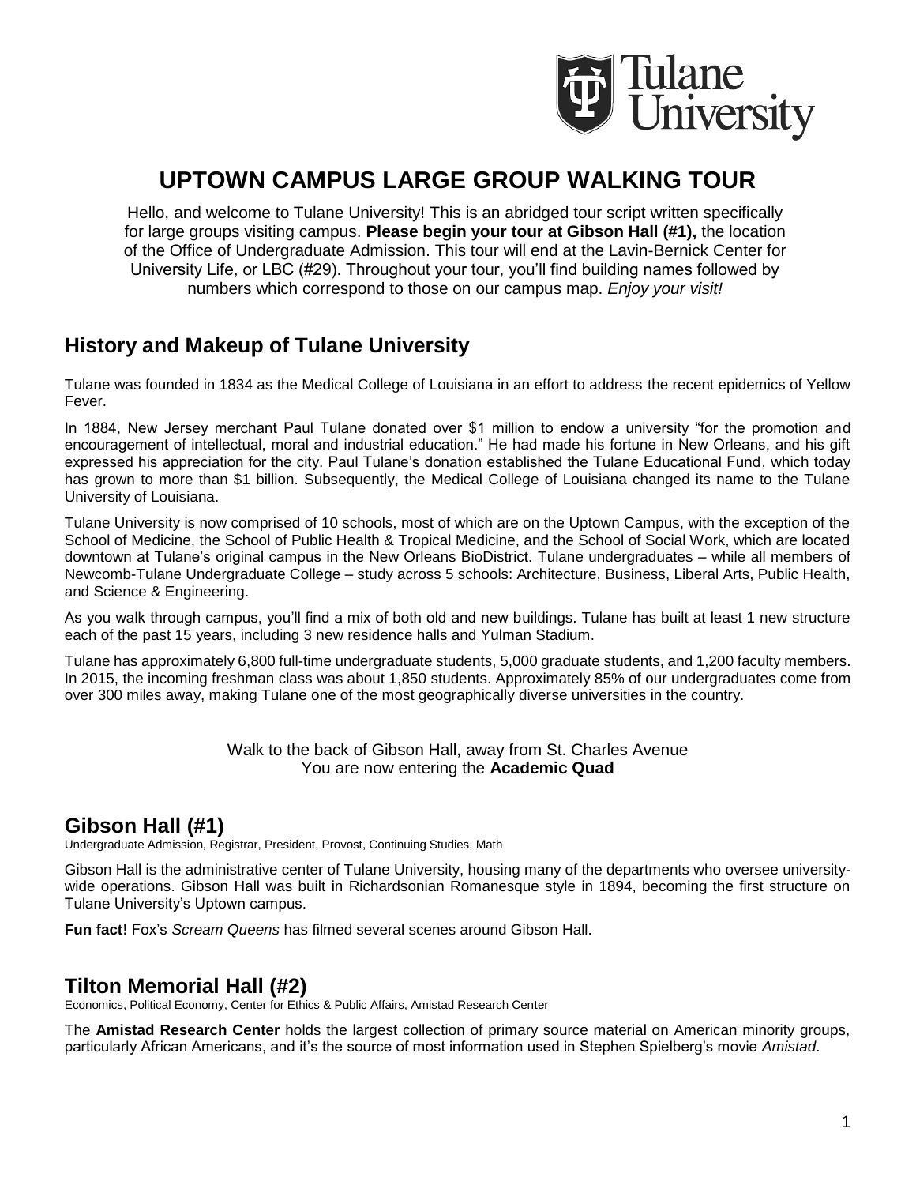# UPTOWN CAMPUS LARGE GROUP WALKING TOUR

Hello, and welcome to Tulane University! This is an abridged tour script written specifically for large groups visiting campus. **Please begin your tour at Gibson Hall (#1),** the location of the Office of Undergraduate Admission. This tour will end at the Lavin-Bernick Center for University Life, or LBC (#29). Throughout your tour, you'll find building names followed by numbers which correspond to those on our campus map. *Enjoy your visit!*

## History and Makeup of Tulane University

Tulane was founded in 1834 as the Medical College of Louisiana in an effort to address the recent epidemics of Yellow Fever.

In 1884, New Jersey merchant Paul Tulane donated over $1 million to endow a university "for the promotion and encouragement of intellectual, moral and industrial education." He had made his fortune in New Orleans, and his gift expressed his appreciation for the city. Paul Tulane's donation established the Tulane Educational Fund, which today has grown to more than $1 billion. Subsequently, the Medical College of Louisiana changed its name to the Tulane University of Louisiana.

Tulane University is now comprised of 10 schools, most of which are on the Uptown Campus, with the exception of the School of Medicine, the School of Public Health & Tropical Medicine, and the School of Social Work, which are located downtown at Tulane's original campus in the New Orleans BioDistrict. Tulane undergraduates – while all members of Newcomb-Tulane Undergraduate College – study across 5 schools: Architecture, Business, Liberal Arts, Public Health, and Science & Engineering.

As you walk through campus, you'll find a mix of both old and new buildings. Tulane has built at least 1 new structure each of the past 15 years, including 3 new residence halls and Yulman Stadium.

Tulane has approximately 6,800 full-time undergraduate students, 5,000 graduate students, and 1,200 faculty members. In 2015, the incoming freshman class was about 1,850 students. Approximately 85% of our undergraduates come from over 300 miles away, making Tulane one of the most geographically diverse universities in the country.

Walk to the back of Gibson Hall, away from St. Charles Avenue
You are now entering the **Academic Quad**

## Gibson Hall (#1)

Undergraduate Admission, Registrar, President, Provost, Continuing Studies, Math

Gibson Hall is the administrative center of Tulane University, housing many of the departments who oversee university-wide operations. Gibson Hall was built in Richardsonian Romanesque style in 1894, becoming the first structure on Tulane University's Uptown campus.

**Fun fact!** Fox's *Scream Queens* has filmed several scenes around Gibson Hall.

## Tilton Memorial Hall (#2)

Economics, Political Economy, Center for Ethics & Public Affairs, Amistad Research Center

The **Amistad Research Center** holds the largest collection of primary source material on American minority groups, particularly African Americans, and it's the source of most information used in Stephen Spielberg's movie *Amistad*.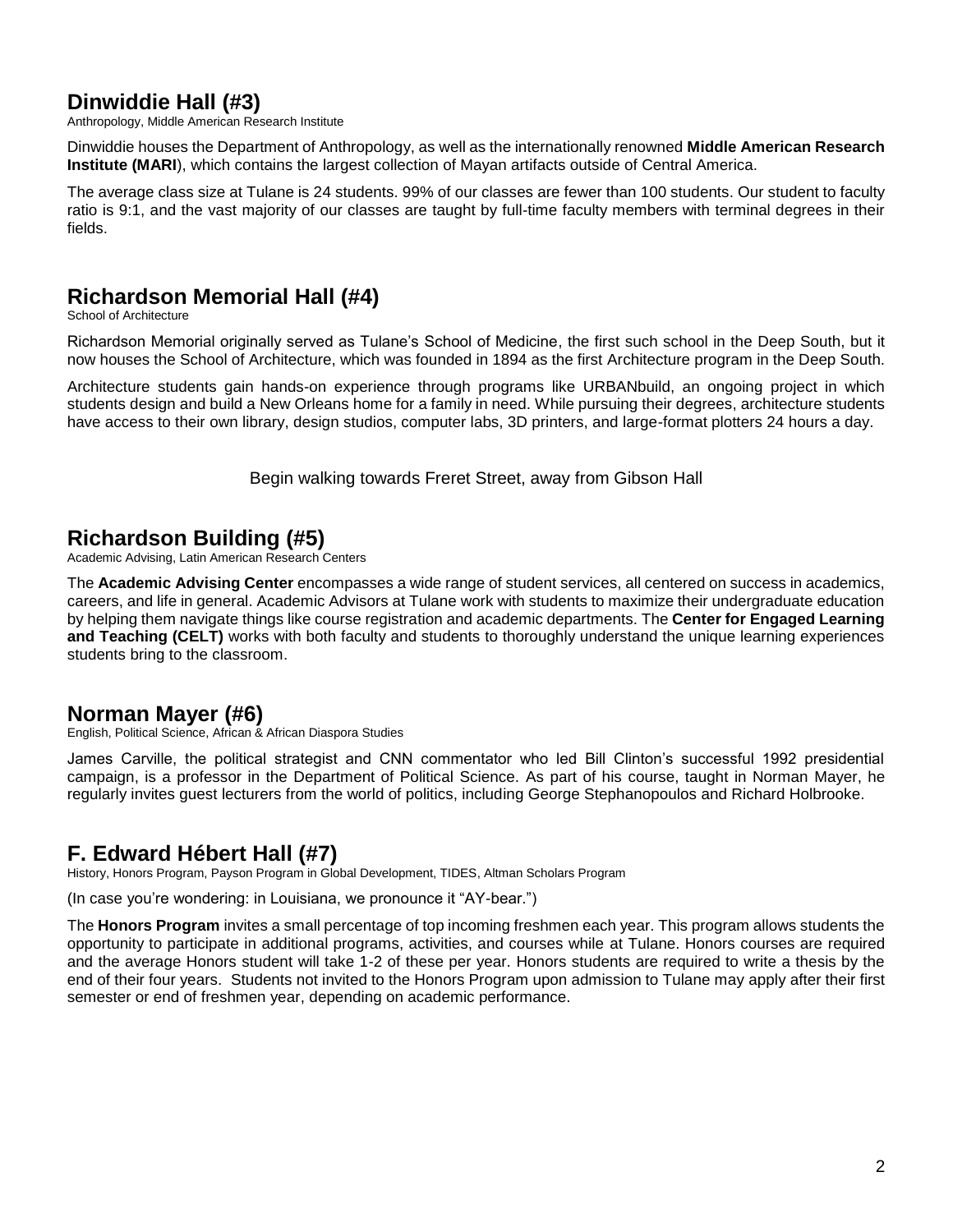## Dinwiddie Hall (#3)

Anthropology, Middle American Research Institute

Dinwiddie houses the Department of Anthropology, as well as the internationally renowned **Middle American Research Institute (MARI**), which contains the largest collection of Mayan artifacts outside of Central America.

The average class size at Tulane is 24 students. 99% of our classes are fewer than 100 students. Our student to faculty ratio is 9:1, and the vast majority of our classes are taught by full-time faculty members with terminal degrees in their fields.

## Richardson Memorial Hall (#4)

School of Architecture

Richardson Memorial originally served as Tulane's School of Medicine, the first such school in the Deep South, but it now houses the School of Architecture, which was founded in 1894 as the first Architecture program in the Deep South.

Architecture students gain hands-on experience through programs like URBANbuild, an ongoing project in which students design and build a New Orleans home for a family in need. While pursuing their degrees, architecture students have access to their own library, design studios, computer labs, 3D printers, and large-format plotters 24 hours a day.

Begin walking towards Freret Street, away from Gibson Hall

## Richardson Building (#5)

Academic Advising, Latin American Research Centers

The **Academic Advising Center** encompasses a wide range of student services, all centered on success in academics, careers, and life in general. Academic Advisors at Tulane work with students to maximize their undergraduate education by helping them navigate things like course registration and academic departments. The **Center for Engaged Learning and Teaching (CELT)** works with both faculty and students to thoroughly understand the unique learning experiences students bring to the classroom.

## Norman Mayer (#6)

English, Political Science, African & African Diaspora Studies

James Carville, the political strategist and CNN commentator who led Bill Clinton's successful 1992 presidential campaign, is a professor in the Department of Political Science. As part of his course, taught in Norman Mayer, he regularly invites guest lecturers from the world of politics, including George Stephanopoulos and Richard Holbrooke.

## F. Edward Hébert Hall (#7)

History, Honors Program, Payson Program in Global Development, TIDES, Altman Scholars Program

(In case you're wondering: in Louisiana, we pronounce it "AY-bear.")

The **Honors Program** invites a small percentage of top incoming freshmen each year. This program allows students the opportunity to participate in additional programs, activities, and courses while at Tulane. Honors courses are required and the average Honors student will take 1-2 of these per year. Honors students are required to write a thesis by the end of their four years. Students not invited to the Honors Program upon admission to Tulane may apply after their first semester or end of freshmen year, depending on academic performance.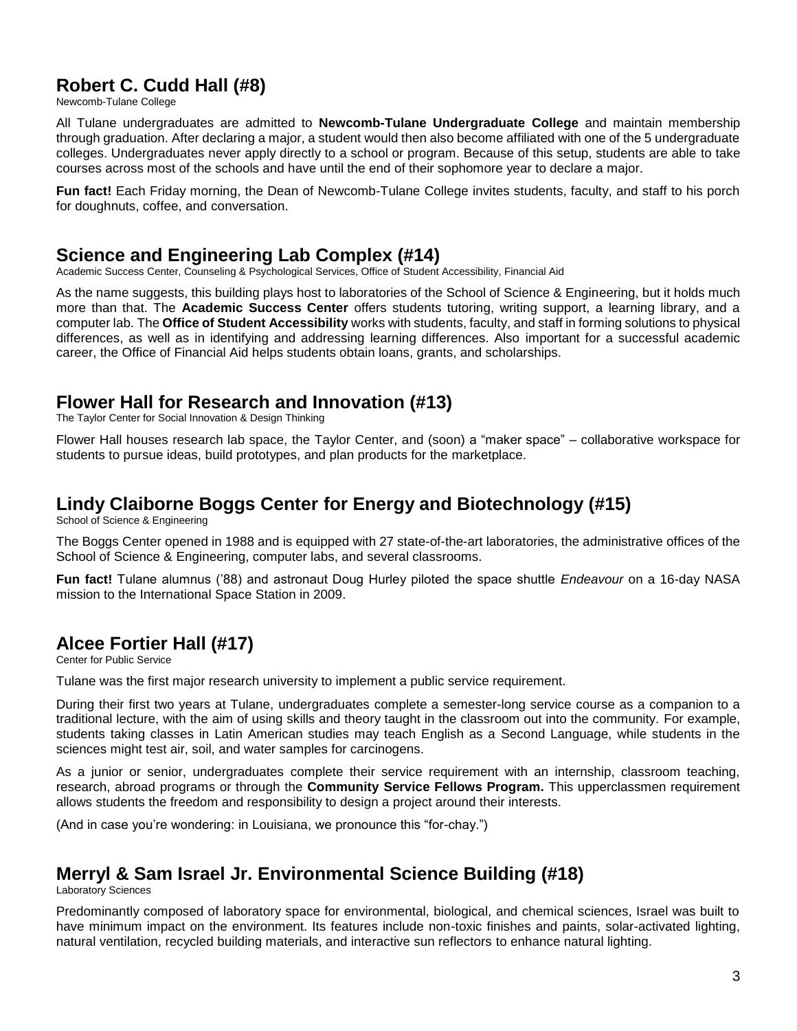## Robert C. Cudd Hall (#8)

Newcomb-Tulane College

All Tulane undergraduates are admitted to **Newcomb-Tulane Undergraduate College** and maintain membership through graduation. After declaring a major, a student would then also become affiliated with one of the 5 undergraduate colleges. Undergraduates never apply directly to a school or program. Because of this setup, students are able to take courses across most of the schools and have until the end of their sophomore year to declare a major.

**Fun fact!** Each Friday morning, the Dean of Newcomb-Tulane College invites students, faculty, and staff to his porch for doughnuts, coffee, and conversation.

## Science and Engineering Lab Complex (#14)

Academic Success Center, Counseling & Psychological Services, Office of Student Accessibility, Financial Aid

As the name suggests, this building plays host to laboratories of the School of Science & Engineering, but it holds much more than that. The **Academic Success Center** offers students tutoring, writing support, a learning library, and a computer lab. The **Office of Student Accessibility** works with students, faculty, and staff in forming solutions to physical differences, as well as in identifying and addressing learning differences. Also important for a successful academic career, the Office of Financial Aid helps students obtain loans, grants, and scholarships.

## Flower Hall for Research and Innovation (#13)

The Taylor Center for Social Innovation & Design Thinking

Flower Hall houses research lab space, the Taylor Center, and (soon) a "maker space" – collaborative workspace for students to pursue ideas, build prototypes, and plan products for the marketplace.

## Lindy Claiborne Boggs Center for Energy and Biotechnology (#15)

School of Science & Engineering

The Boggs Center opened in 1988 and is equipped with 27 state-of-the-art laboratories, the administrative offices of the School of Science & Engineering, computer labs, and several classrooms.

**Fun fact!** Tulane alumnus ('88) and astronaut Doug Hurley piloted the space shuttle *Endeavour* on a 16-day NASA mission to the International Space Station in 2009.

## Alcee Fortier Hall (#17)

Center for Public Service

Tulane was the first major research university to implement a public service requirement.

During their first two years at Tulane, undergraduates complete a semester-long service course as a companion to a traditional lecture, with the aim of using skills and theory taught in the classroom out into the community. For example, students taking classes in Latin American studies may teach English as a Second Language, while students in the sciences might test air, soil, and water samples for carcinogens.

As a junior or senior, undergraduates complete their service requirement with an internship, classroom teaching, research, abroad programs or through the **Community Service Fellows Program.** This upperclassmen requirement allows students the freedom and responsibility to design a project around their interests.

(And in case you're wondering: in Louisiana, we pronounce this "for-chay.")

## Merryl & Sam Israel Jr. Environmental Science Building (#18)

Laboratory Sciences

Predominantly composed of laboratory space for environmental, biological, and chemical sciences, Israel was built to have minimum impact on the environment. Its features include non-toxic finishes and paints, solar-activated lighting, natural ventilation, recycled building materials, and interactive sun reflectors to enhance natural lighting.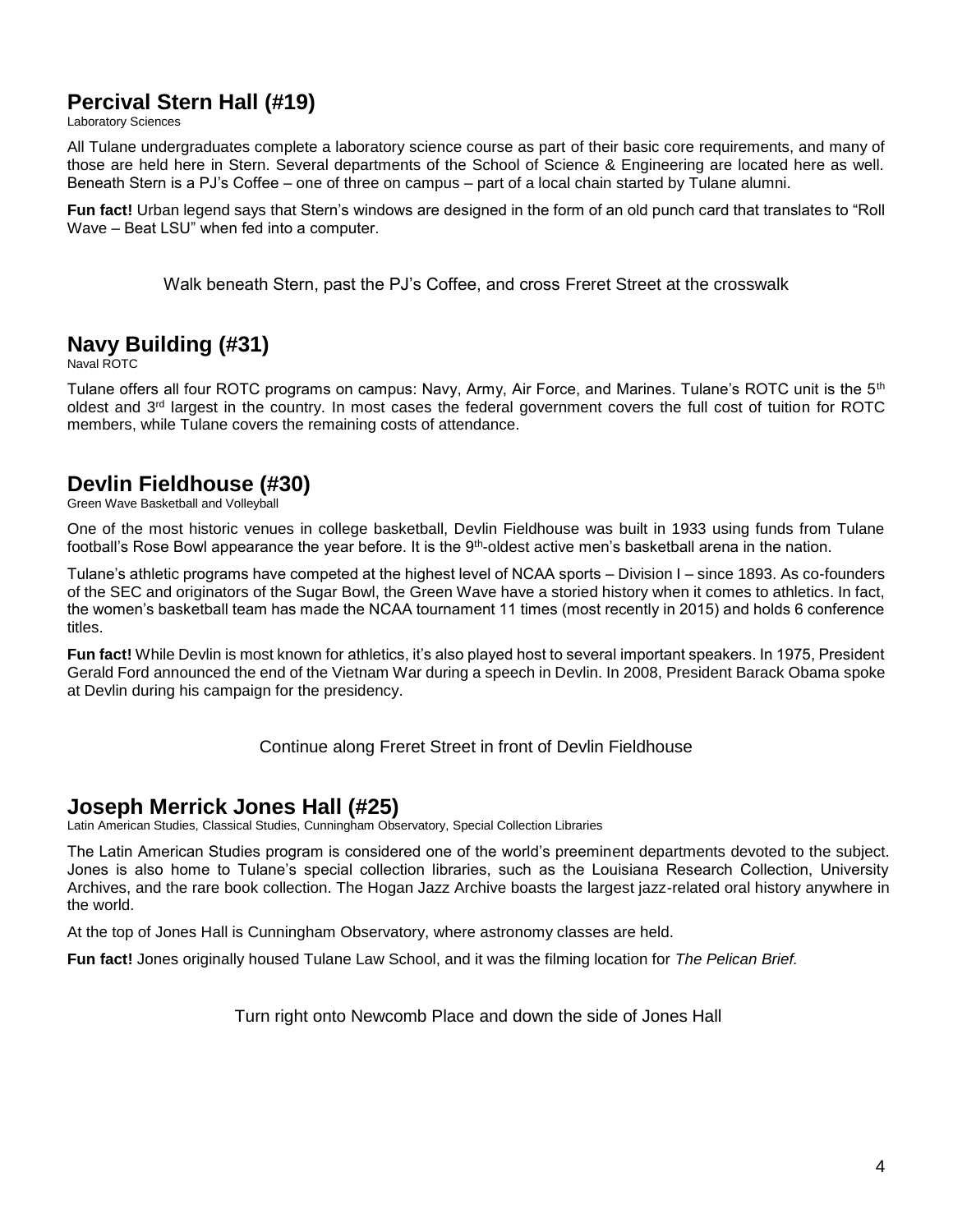## Percival Stern Hall (#19)

Laboratory Sciences

All Tulane undergraduates complete a laboratory science course as part of their basic core requirements, and many of those are held here in Stern. Several departments of the School of Science & Engineering are located here as well. Beneath Stern is a PJ's Coffee – one of three on campus – part of a local chain started by Tulane alumni.

**Fun fact!** Urban legend says that Stern's windows are designed in the form of an old punch card that translates to "Roll Wave – Beat LSU" when fed into a computer.

Walk beneath Stern, past the PJ's Coffee, and cross Freret Street at the crosswalk

## Navy Building (#31)

Naval ROTC

Tulane offers all four ROTC programs on campus: Navy, Army, Air Force, and Marines. Tulane's ROTC unit is the 5th oldest and 3rd largest in the country. In most cases the federal government covers the full cost of tuition for ROTC members, while Tulane covers the remaining costs of attendance.

## Devlin Fieldhouse (#30)

Green Wave Basketball and Volleyball

One of the most historic venues in college basketball, Devlin Fieldhouse was built in 1933 using funds from Tulane football's Rose Bowl appearance the year before. It is the 9th-oldest active men's basketball arena in the nation.

Tulane's athletic programs have competed at the highest level of NCAA sports – Division I – since 1893. As co-founders of the SEC and originators of the Sugar Bowl, the Green Wave have a storied history when it comes to athletics. In fact, the women's basketball team has made the NCAA tournament 11 times (most recently in 2015) and holds 6 conference titles.

**Fun fact!** While Devlin is most known for athletics, it's also played host to several important speakers. In 1975, President Gerald Ford announced the end of the Vietnam War during a speech in Devlin. In 2008, President Barack Obama spoke at Devlin during his campaign for the presidency.

Continue along Freret Street in front of Devlin Fieldhouse

## Joseph Merrick Jones Hall (#25)

Latin American Studies, Classical Studies, Cunningham Observatory, Special Collection Libraries

The Latin American Studies program is considered one of the world's preeminent departments devoted to the subject. Jones is also home to Tulane's special collection libraries, such as the Louisiana Research Collection, University Archives, and the rare book collection. The Hogan Jazz Archive boasts the largest jazz-related oral history anywhere in the world.

At the top of Jones Hall is Cunningham Observatory, where astronomy classes are held.

**Fun fact!** Jones originally housed Tulane Law School, and it was the filming location for *The Pelican Brief.*

Turn right onto Newcomb Place and down the side of Jones Hall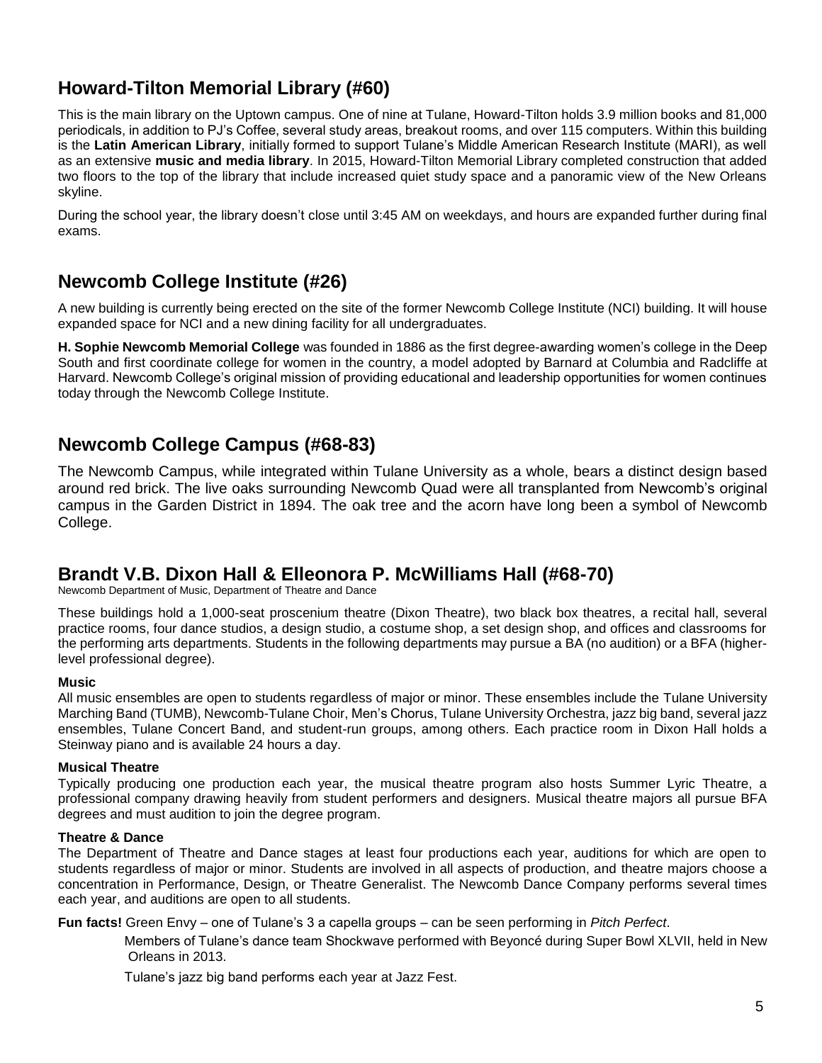## Howard-Tilton Memorial Library (#60)

This is the main library on the Uptown campus. One of nine at Tulane, Howard-Tilton holds 3.9 million books and 81,000 periodicals, in addition to PJ's Coffee, several study areas, breakout rooms, and over 115 computers. Within this building is the **Latin American Library**, initially formed to support Tulane's Middle American Research Institute (MARI), as well as an extensive **music and media library**. In 2015, Howard-Tilton Memorial Library completed construction that added two floors to the top of the library that include increased quiet study space and a panoramic view of the New Orleans skyline.

During the school year, the library doesn't close until 3:45 AM on weekdays, and hours are expanded further during final exams.

## Newcomb College Institute (#26)

A new building is currently being erected on the site of the former Newcomb College Institute (NCI) building. It will house expanded space for NCI and a new dining facility for all undergraduates.

**H. Sophie Newcomb Memorial College** was founded in 1886 as the first degree-awarding women's college in the Deep South and first coordinate college for women in the country, a model adopted by Barnard at Columbia and Radcliffe at Harvard. Newcomb College's original mission of providing educational and leadership opportunities for women continues today through the Newcomb College Institute.

## Newcomb College Campus (#68-83)

The Newcomb Campus, while integrated within Tulane University as a whole, bears a distinct design based around red brick. The live oaks surrounding Newcomb Quad were all transplanted from Newcomb's original campus in the Garden District in 1894. The oak tree and the acorn have long been a symbol of Newcomb College.

## Brandt V.B. Dixon Hall & Elleonora P. McWilliams Hall (#68-70)

Newcomb Department of Music, Department of Theatre and Dance

These buildings hold a 1,000-seat proscenium theatre (Dixon Theatre), two black box theatres, a recital hall, several practice rooms, four dance studios, a design studio, a costume shop, a set design shop, and offices and classrooms for the performing arts departments. Students in the following departments may pursue a BA (no audition) or a BFA (higher-level professional degree).

**Music**
All music ensembles are open to students regardless of major or minor. These ensembles include the Tulane University Marching Band (TUMB), Newcomb-Tulane Choir, Men's Chorus, Tulane University Orchestra, jazz big band, several jazz ensembles, Tulane Concert Band, and student-run groups, among others. Each practice room in Dixon Hall holds a Steinway piano and is available 24 hours a day.

**Musical Theatre**
Typically producing one production each year, the musical theatre program also hosts Summer Lyric Theatre, a professional company drawing heavily from student performers and designers. Musical theatre majors all pursue BFA degrees and must audition to join the degree program.

**Theatre & Dance**
The Department of Theatre and Dance stages at least four productions each year, auditions for which are open to students regardless of major or minor. Students are involved in all aspects of production, and theatre majors choose a concentration in Performance, Design, or Theatre Generalist. The Newcomb Dance Company performs several times each year, and auditions are open to all students.

**Fun facts!** Green Envy – one of Tulane's 3 a capella groups – can be seen performing in *Pitch Perfect*.

Members of Tulane's dance team Shockwave performed with Beyoncé during Super Bowl XLVII, held in New Orleans in 2013.

Tulane's jazz big band performs each year at Jazz Fest.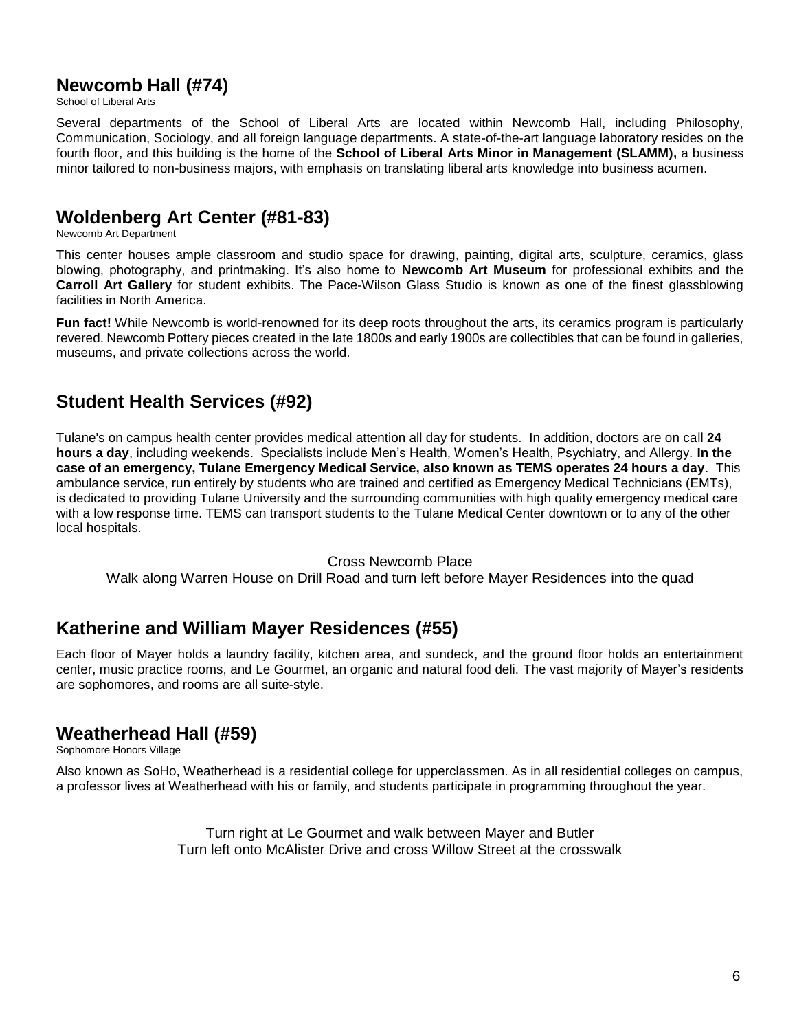## Newcomb Hall (#74)

School of Liberal Arts

Several departments of the School of Liberal Arts are located within Newcomb Hall, including Philosophy, Communication, Sociology, and all foreign language departments. A state-of-the-art language laboratory resides on the fourth floor, and this building is the home of the **School of Liberal Arts Minor in Management (SLAMM),** a business minor tailored to non-business majors, with emphasis on translating liberal arts knowledge into business acumen.

## Woldenberg Art Center (#81-83)

Newcomb Art Department

This center houses ample classroom and studio space for drawing, painting, digital arts, sculpture, ceramics, glass blowing, photography, and printmaking. It's also home to **Newcomb Art Museum** for professional exhibits and the **Carroll Art Gallery** for student exhibits. The Pace-Wilson Glass Studio is known as one of the finest glassblowing facilities in North America.

**Fun fact!** While Newcomb is world-renowned for its deep roots throughout the arts, its ceramics program is particularly revered. Newcomb Pottery pieces created in the late 1800s and early 1900s are collectibles that can be found in galleries, museums, and private collections across the world.

## Student Health Services (#92)

Tulane's on campus health center provides medical attention all day for students. In addition, doctors are on call **24 hours a day**, including weekends. Specialists include Men's Health, Women's Health, Psychiatry, and Allergy. **In the case of an emergency, Tulane Emergency Medical Service, also known as TEMS operates 24 hours a day**. This ambulance service, run entirely by students who are trained and certified as Emergency Medical Technicians (EMTs), is dedicated to providing Tulane University and the surrounding communities with high quality emergency medical care with a low response time. TEMS can transport students to the Tulane Medical Center downtown or to any of the other local hospitals.

Cross Newcomb Place
Walk along Warren House on Drill Road and turn left before Mayer Residences into the quad

## Katherine and William Mayer Residences (#55)

Each floor of Mayer holds a laundry facility, kitchen area, and sundeck, and the ground floor holds an entertainment center, music practice rooms, and Le Gourmet, an organic and natural food deli. The vast majority of Mayer's residents are sophomores, and rooms are all suite-style.

## Weatherhead Hall (#59)

Sophomore Honors Village

Also known as SoHo, Weatherhead is a residential college for upperclassmen. As in all residential colleges on campus, a professor lives at Weatherhead with his or family, and students participate in programming throughout the year.

Turn right at Le Gourmet and walk between Mayer and Butler
Turn left onto McAlister Drive and cross Willow Street at the crosswalk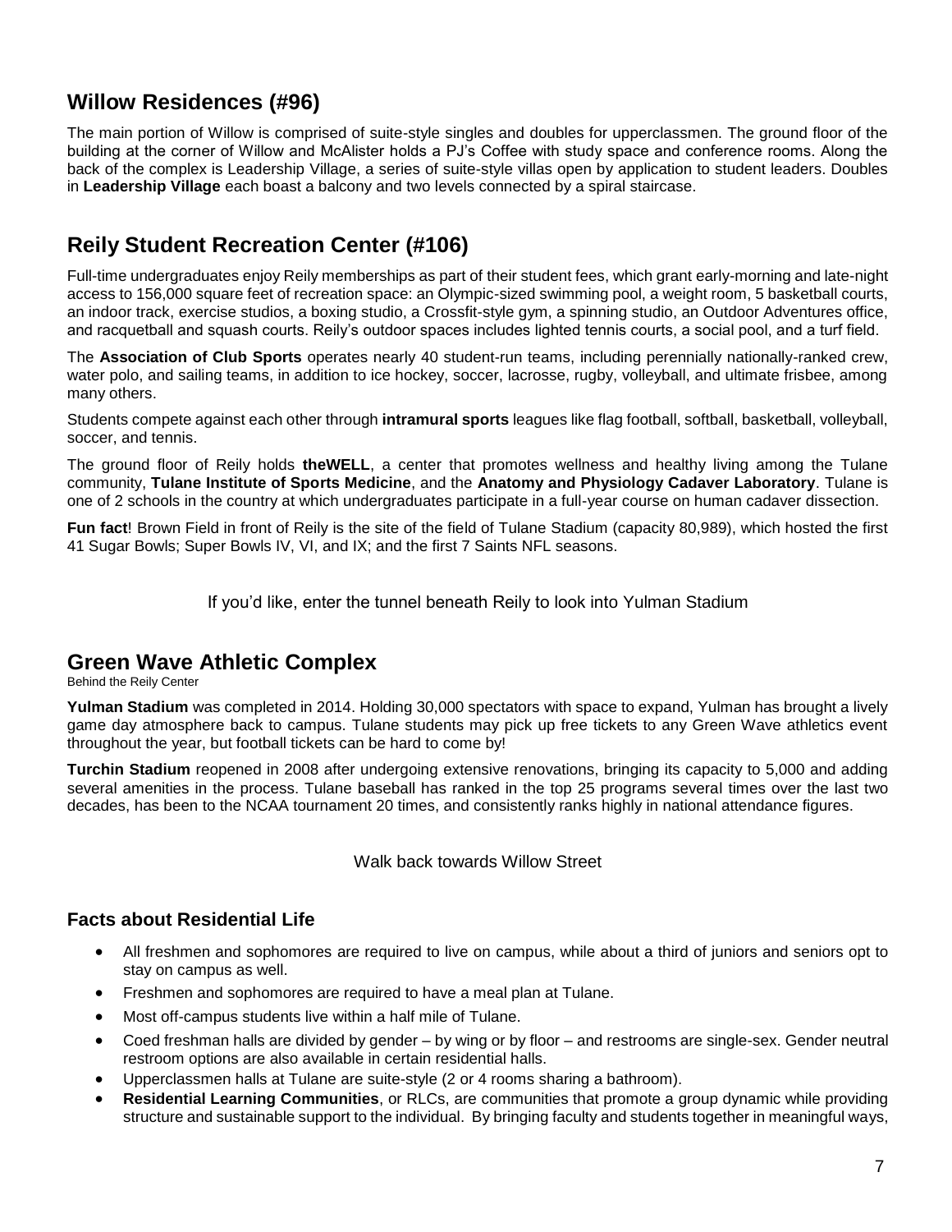## Willow Residences (#96)

The main portion of Willow is comprised of suite-style singles and doubles for upperclassmen. The ground floor of the building at the corner of Willow and McAlister holds a PJ's Coffee with study space and conference rooms. Along the back of the complex is Leadership Village, a series of suite-style villas open by application to student leaders. Doubles in **Leadership Village** each boast a balcony and two levels connected by a spiral staircase.

## Reily Student Recreation Center (#106)

Full-time undergraduates enjoy Reily memberships as part of their student fees, which grant early-morning and late-night access to 156,000 square feet of recreation space: an Olympic-sized swimming pool, a weight room, 5 basketball courts, an indoor track, exercise studios, a boxing studio, a Crossfit-style gym, a spinning studio, an Outdoor Adventures office, and racquetball and squash courts. Reily's outdoor spaces includes lighted tennis courts, a social pool, and a turf field.

The **Association of Club Sports** operates nearly 40 student-run teams, including perennially nationally-ranked crew, water polo, and sailing teams, in addition to ice hockey, soccer, lacrosse, rugby, volleyball, and ultimate frisbee, among many others.

Students compete against each other through **intramural sports** leagues like flag football, softball, basketball, volleyball, soccer, and tennis.

The ground floor of Reily holds **theWELL**, a center that promotes wellness and healthy living among the Tulane community, **Tulane Institute of Sports Medicine**, and the **Anatomy and Physiology Cadaver Laboratory**. Tulane is one of 2 schools in the country at which undergraduates participate in a full-year course on human cadaver dissection.

**Fun fact**! Brown Field in front of Reily is the site of the field of Tulane Stadium (capacity 80,989), which hosted the first 41 Sugar Bowls; Super Bowls IV, VI, and IX; and the first 7 Saints NFL seasons.

If you'd like, enter the tunnel beneath Reily to look into Yulman Stadium

## Green Wave Athletic Complex

Behind the Reily Center

**Yulman Stadium** was completed in 2014. Holding 30,000 spectators with space to expand, Yulman has brought a lively game day atmosphere back to campus. Tulane students may pick up free tickets to any Green Wave athletics event throughout the year, but football tickets can be hard to come by!

**Turchin Stadium** reopened in 2008 after undergoing extensive renovations, bringing its capacity to 5,000 and adding several amenities in the process. Tulane baseball has ranked in the top 25 programs several times over the last two decades, has been to the NCAA tournament 20 times, and consistently ranks highly in national attendance figures.

Walk back towards Willow Street

### Facts about Residential Life

- All freshmen and sophomores are required to live on campus, while about a third of juniors and seniors opt to stay on campus as well.
- Freshmen and sophomores are required to have a meal plan at Tulane.
- Most off-campus students live within a half mile of Tulane.
- Coed freshman halls are divided by gender – by wing or by floor – and restrooms are single-sex. Gender neutral restroom options are also available in certain residential halls.
- Upperclassmen halls at Tulane are suite-style (2 or 4 rooms sharing a bathroom).
- **Residential Learning Communities**, or RLCs, are communities that promote a group dynamic while providing structure and sustainable support to the individual. By bringing faculty and students together in meaningful ways,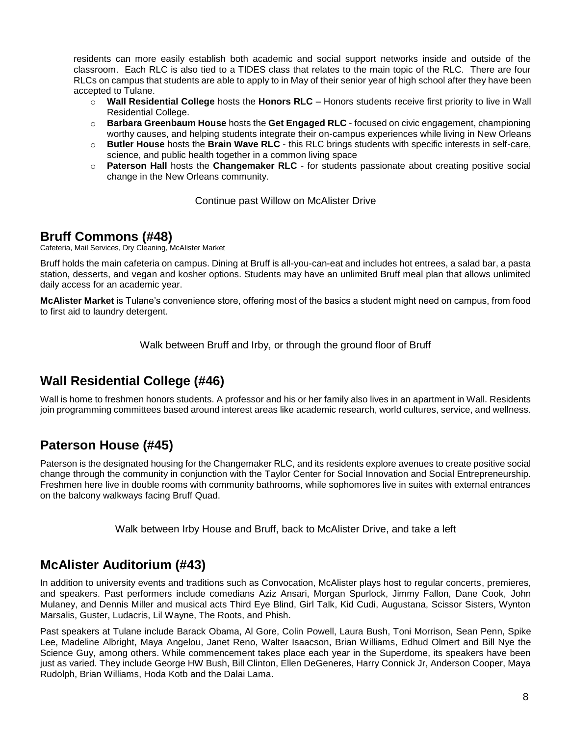residents can more easily establish both academic and social support networks inside and outside of the classroom. Each RLC is also tied to a TIDES class that relates to the main topic of the RLC. There are four RLCs on campus that students are able to apply to in May of their senior year of high school after they have been accepted to Tulane.

- **Wall Residential College** hosts the **Honors RLC** – Honors students receive first priority to live in Wall Residential College.
- **Barbara Greenbaum House** hosts the **Get Engaged RLC** - focused on civic engagement, championing worthy causes, and helping students integrate their on-campus experiences while living in New Orleans
- **Butler House** hosts the **Brain Wave RLC** - this RLC brings students with specific interests in self-care, science, and public health together in a common living space
- **Paterson Hall** hosts the **Changemaker RLC** - for students passionate about creating positive social change in the New Orleans community.

Continue past Willow on McAlister Drive

## Bruff Commons (#48)

Cafeteria, Mail Services, Dry Cleaning, McAlister Market

Bruff holds the main cafeteria on campus. Dining at Bruff is all-you-can-eat and includes hot entrees, a salad bar, a pasta station, desserts, and vegan and kosher options. Students may have an unlimited Bruff meal plan that allows unlimited daily access for an academic year.

**McAlister Market** is Tulane's convenience store, offering most of the basics a student might need on campus, from food to first aid to laundry detergent.

Walk between Bruff and Irby, or through the ground floor of Bruff

## Wall Residential College (#46)

Wall is home to freshmen honors students. A professor and his or her family also lives in an apartment in Wall. Residents join programming committees based around interest areas like academic research, world cultures, service, and wellness.

## Paterson House (#45)

Paterson is the designated housing for the Changemaker RLC, and its residents explore avenues to create positive social change through the community in conjunction with the Taylor Center for Social Innovation and Social Entrepreneurship. Freshmen here live in double rooms with community bathrooms, while sophomores live in suites with external entrances on the balcony walkways facing Bruff Quad.

Walk between Irby House and Bruff, back to McAlister Drive, and take a left

## McAlister Auditorium (#43)

In addition to university events and traditions such as Convocation, McAlister plays host to regular concerts, premieres, and speakers. Past performers include comedians Aziz Ansari, Morgan Spurlock, Jimmy Fallon, Dane Cook, John Mulaney, and Dennis Miller and musical acts Third Eye Blind, Girl Talk, Kid Cudi, Augustana, Scissor Sisters, Wynton Marsalis, Guster, Ludacris, Lil Wayne, The Roots, and Phish.

Past speakers at Tulane include Barack Obama, Al Gore, Colin Powell, Laura Bush, Toni Morrison, Sean Penn, Spike Lee, Madeline Albright, Maya Angelou, Janet Reno, Walter Isaacson, Brian Williams, Edhud Olmert and Bill Nye the Science Guy, among others. While commencement takes place each year in the Superdome, its speakers have been just as varied. They include George HW Bush, Bill Clinton, Ellen DeGeneres, Harry Connick Jr, Anderson Cooper, Maya Rudolph, Brian Williams, Hoda Kotb and the Dalai Lama.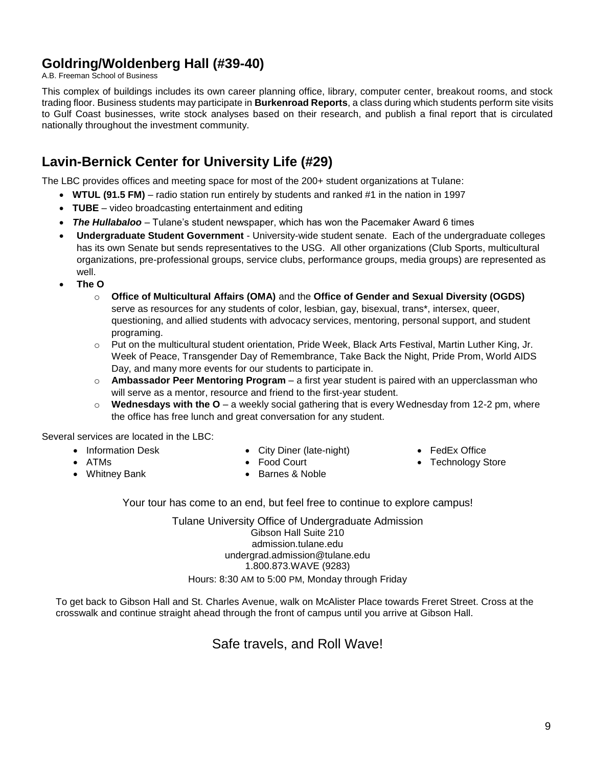## Goldring/Woldenberg Hall (#39-40)

A.B. Freeman School of Business

This complex of buildings includes its own career planning office, library, computer center, breakout rooms, and stock trading floor. Business students may participate in **Burkenroad Reports**, a class during which students perform site visits to Gulf Coast businesses, write stock analyses based on their research, and publish a final report that is circulated nationally throughout the investment community.

## Lavin-Bernick Center for University Life (#29)

The LBC provides offices and meeting space for most of the 200+ student organizations at Tulane:

- **WTUL (91.5 FM)** – radio station run entirely by students and ranked #1 in the nation in 1997
- **TUBE** – video broadcasting entertainment and editing
- ***The Hullabaloo*** – Tulane's student newspaper, which has won the Pacemaker Award 6 times
- **Undergraduate Student Government** - University-wide student senate. Each of the undergraduate colleges has its own Senate but sends representatives to the USG. All other organizations (Club Sports, multicultural organizations, pre-professional groups, service clubs, performance groups, media groups) are represented as well.
- **The O**
  - **Office of Multicultural Affairs (OMA)** and the **Office of Gender and Sexual Diversity (OGDS)** serve as resources for any students of color, lesbian, gay, bisexual, trans*, intersex, queer, questioning, and allied students with advocacy services, mentoring, personal support, and student programing.
  - Put on the multicultural student orientation, Pride Week, Black Arts Festival, Martin Luther King, Jr. Week of Peace, Transgender Day of Remembrance, Take Back the Night, Pride Prom, World AIDS Day, and many more events for our students to participate in.
  - **Ambassador Peer Mentoring Program** – a first year student is paired with an upperclassman who will serve as a mentor, resource and friend to the first-year student.
  - **Wednesdays with the O** – a weekly social gathering that is every Wednesday from 12-2 pm, where the office has free lunch and great conversation for any student.

Several services are located in the LBC:

- Information Desk
- ATMs
- Whitney Bank
- City Diner (late-night)
- Food Court
- Barnes & Noble
- FedEx Office
- Technology Store

Your tour has come to an end, but feel free to continue to explore campus!

Tulane University Office of Undergraduate Admission
Gibson Hall Suite 210
admission.tulane.edu
undergrad.admission@tulane.edu
1.800.873.WAVE (9283)
Hours: 8:30 AM to 5:00 PM, Monday through Friday

To get back to Gibson Hall and St. Charles Avenue, walk on McAlister Place towards Freret Street. Cross at the crosswalk and continue straight ahead through the front of campus until you arrive at Gibson Hall.

Safe travels, and Roll Wave!